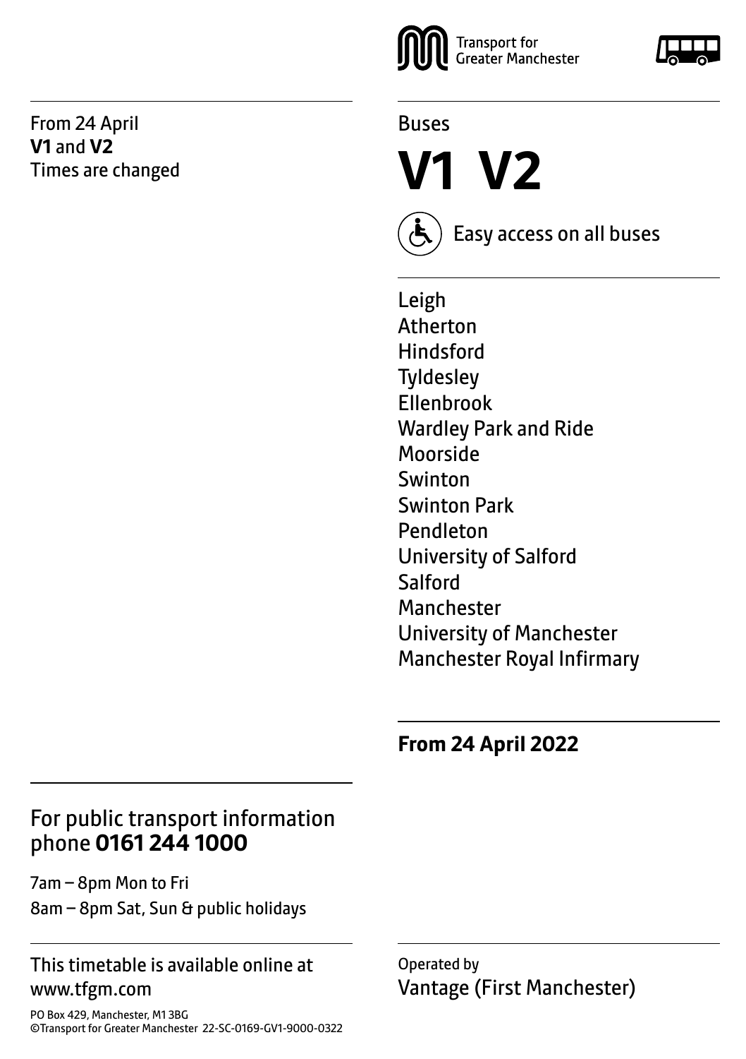From 24 April
**V1** and **V2**
Times are changed

Transport for Greater Manchester

Buses

# V1 V2

Easy access on all buses

Leigh
Atherton
Hindsford
Tyldesley
Ellenbrook
Wardley Park and Ride
Moorside
Swinton
Swinton Park
Pendleton
University of Salford
Salford
Manchester
University of Manchester
Manchester Royal Infirmary

**From 24 April 2022**

## For public transport information phone **0161 244 1000**

7am – 8pm Mon to Fri
8am – 8pm Sat, Sun & public holidays

This timetable is available online at www.tfgm.com

PO Box 429, Manchester, M1 3BG
©Transport for Greater Manchester 22-SC-0169-GV1-9000-0322

Operated by
Vantage (First Manchester)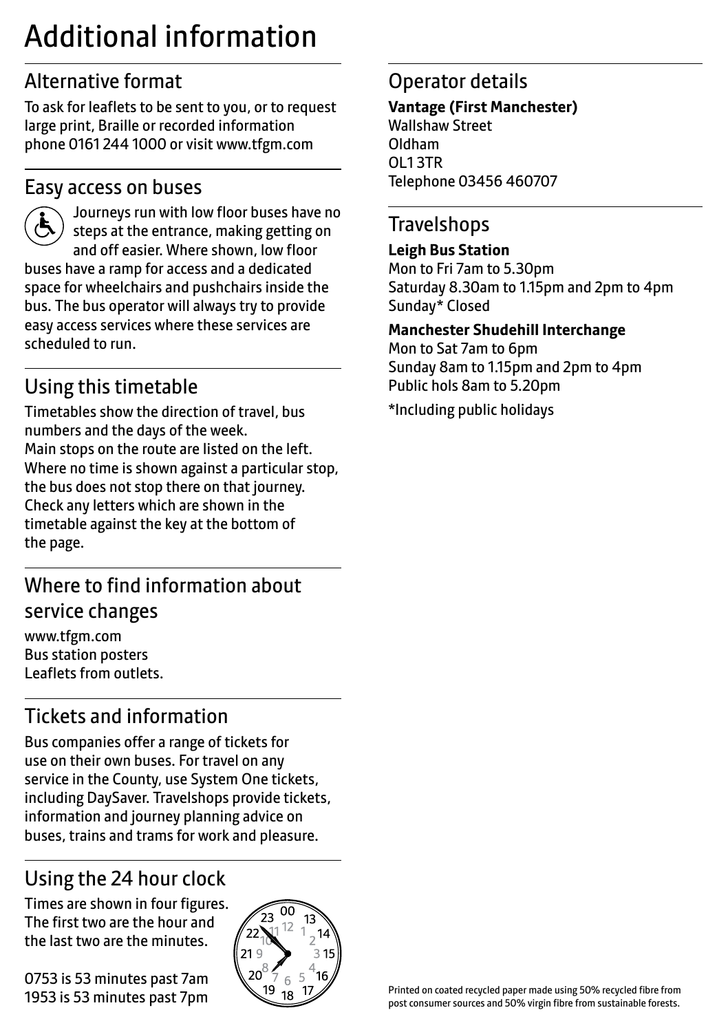# Additional information

## Alternative format

To ask for leaflets to be sent to you, or to request large print, Braille or recorded information phone 0161 244 1000 or visit www.tfgm.com

## Easy access on buses

Journeys run with low floor buses have no steps at the entrance, making getting on and off easier. Where shown, low floor buses have a ramp for access and a dedicated space for wheelchairs and pushchairs inside the bus. The bus operator will always try to provide easy access services where these services are scheduled to run.

## Using this timetable

Timetables show the direction of travel, bus numbers and the days of the week.
Main stops on the route are listed on the left. Where no time is shown against a particular stop, the bus does not stop there on that journey. Check any letters which are shown in the timetable against the key at the bottom of the page.

## Where to find information about service changes

www.tfgm.com
Bus station posters
Leaflets from outlets.

## Tickets and information

Bus companies offer a range of tickets for use on their own buses. For travel on any service in the County, use System One tickets, including DaySaver. Travelshops provide tickets, information and journey planning advice on buses, trains and trams for work and pleasure.

## Using the 24 hour clock

Times are shown in four figures. The first two are the hour and the last two are the minutes.

0753 is 53 minutes past 7am
1953 is 53 minutes past 7pm

## Operator details

**Vantage (First Manchester)**
Wallshaw Street
Oldham
OL1 3TR
Telephone 03456 460707

## Travelshops

**Leigh Bus Station**
Mon to Fri 7am to 5.30pm
Saturday 8.30am to 1.15pm and 2pm to 4pm
Sunday* Closed

**Manchester Shudehill Interchange**
Mon to Sat 7am to 6pm
Sunday 8am to 1.15pm and 2pm to 4pm
Public hols 8am to 5.20pm

*Including public holidays

Printed on coated recycled paper made using 50% recycled fibre from post consumer sources and 50% virgin fibre from sustainable forests.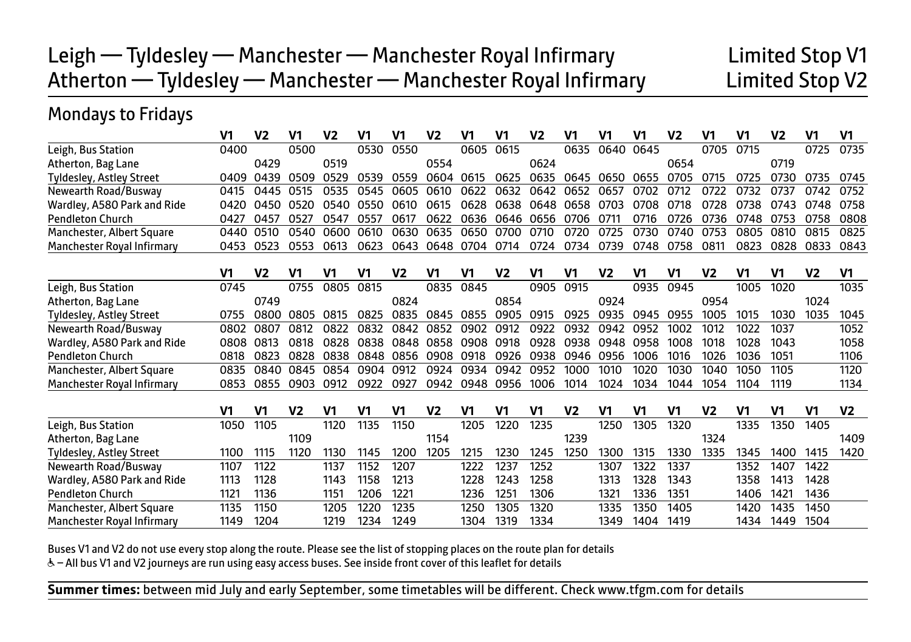# Leigh — Tyldesley — Manchester — Manchester Royal Infirmary — Limited Stop V1
# Atherton — Tyldesley — Manchester — Manchester Royal Infirmary — Limited Stop V2

## Mondays to Fridays

| | V1 | V2 | V1 | V2 | V1 | V1 | V2 | V1 | V1 | V2 | V1 | V1 | V1 | V2 | V1 | V1 | V2 | V1 | V1 |
|---|---|---|---|---|---|---|---|---|---|---|---|---|---|---|---|---|---|---|---|
| Leigh, Bus Station | 0400 | | 0500 | | 0530 | 0550 | | 0605 | 0615 | | 0635 | 0640 | 0645 | | 0705 | 0715 | | 0725 | 0735 |
| Atherton, Bag Lane | | 0429 | | 0519 | | | 0554 | | | 0624 | | | | 0654 | | | 0719 | | |
| Tyldesley, Astley Street | 0409 | 0439 | 0509 | 0529 | 0539 | 0559 | 0604 | 0615 | 0625 | 0635 | 0645 | 0650 | 0655 | 0705 | 0715 | 0725 | 0730 | 0735 | 0745 |
| Newearth Road/Busway | 0415 | 0445 | 0515 | 0535 | 0545 | 0605 | 0610 | 0622 | 0632 | 0642 | 0652 | 0657 | 0702 | 0712 | 0722 | 0732 | 0737 | 0742 | 0752 |
| Wardley, A580 Park and Ride | 0420 | 0450 | 0520 | 0540 | 0550 | 0610 | 0615 | 0628 | 0638 | 0648 | 0658 | 0703 | 0708 | 0718 | 0728 | 0738 | 0743 | 0748 | 0758 |
| Pendleton Church | 0427 | 0457 | 0527 | 0547 | 0557 | 0617 | 0622 | 0636 | 0646 | 0656 | 0706 | 0711 | 0716 | 0726 | 0736 | 0748 | 0753 | 0758 | 0808 |
| Manchester, Albert Square | 0440 | 0510 | 0540 | 0600 | 0610 | 0630 | 0635 | 0650 | 0700 | 0710 | 0720 | 0725 | 0730 | 0740 | 0753 | 0805 | 0810 | 0815 | 0825 |
| Manchester Royal Infirmary | 0453 | 0523 | 0553 | 0613 | 0623 | 0643 | 0648 | 0704 | 0714 | 0724 | 0734 | 0739 | 0748 | 0758 | 0811 | 0823 | 0828 | 0833 | 0843 |

| | V1 | V2 | V1 | V1 | V1 | V2 | V1 | V1 | V2 | V1 | V1 | V2 | V1 | V1 | V2 | V1 | V1 | V2 | V1 |
|---|---|---|---|---|---|---|---|---|---|---|---|---|---|---|---|---|---|---|---|
| Leigh, Bus Station | 0745 | | 0755 | 0805 | 0815 | | 0835 | 0845 | | 0905 | 0915 | | 0935 | 0945 | | 1005 | 1020 | | 1035 |
| Atherton, Bag Lane | | 0749 | | | | 0824 | | | 0854 | | | 0924 | | | 0954 | | | 1024 | |
| Tyldesley, Astley Street | 0755 | 0800 | 0805 | 0815 | 0825 | 0835 | 0845 | 0855 | 0905 | 0915 | 0925 | 0935 | 0945 | 0955 | 1005 | 1015 | 1030 | 1035 | 1045 |
| Newearth Road/Busway | 0802 | 0807 | 0812 | 0822 | 0832 | 0842 | 0852 | 0902 | 0912 | 0922 | 0932 | 0942 | 0952 | 1002 | 1012 | 1022 | 1037 | | 1052 |
| Wardley, A580 Park and Ride | 0808 | 0813 | 0818 | 0828 | 0838 | 0848 | 0858 | 0908 | 0918 | 0928 | 0938 | 0948 | 0958 | 1008 | 1018 | 1028 | 1043 | | 1058 |
| Pendleton Church | 0818 | 0823 | 0828 | 0838 | 0848 | 0856 | 0908 | 0918 | 0926 | 0938 | 0946 | 0956 | 1006 | 1016 | 1026 | 1036 | 1051 | | 1106 |
| Manchester, Albert Square | 0835 | 0840 | 0845 | 0854 | 0904 | 0912 | 0924 | 0934 | 0942 | 0952 | 1000 | 1010 | 1020 | 1030 | 1040 | 1050 | 1105 | | 1120 |
| Manchester Royal Infirmary | 0853 | 0855 | 0903 | 0912 | 0922 | 0927 | 0942 | 0948 | 0956 | 1006 | 1014 | 1024 | 1034 | 1044 | 1054 | 1104 | 1119 | | 1134 |

| | V1 | V1 | V2 | V1 | V1 | V1 | V2 | V1 | V1 | V1 | V2 | V1 | V1 | V1 | V2 | V1 | V1 | V1 | V2 |
|---|---|---|---|---|---|---|---|---|---|---|---|---|---|---|---|---|---|---|---|
| Leigh, Bus Station | 1050 | 1105 | | 1120 | 1135 | 1150 | | 1205 | 1220 | 1235 | | 1250 | 1305 | 1320 | | 1335 | 1350 | 1405 | |
| Atherton, Bag Lane | | | 1109 | | | | 1154 | | | | 1239 | | | | 1324 | | | | 1409 |
| Tyldesley, Astley Street | 1100 | 1115 | 1120 | 1130 | 1145 | 1200 | 1205 | 1215 | 1230 | 1245 | 1250 | 1300 | 1315 | 1330 | 1335 | 1345 | 1400 | 1415 | 1420 |
| Newearth Road/Busway | 1107 | 1122 | | 1137 | 1152 | 1207 | | 1222 | 1237 | 1252 | | 1307 | 1322 | 1337 | | 1352 | 1407 | 1422 | |
| Wardley, A580 Park and Ride | 1113 | 1128 | | 1143 | 1158 | 1213 | | 1228 | 1243 | 1258 | | 1313 | 1328 | 1343 | | 1358 | 1413 | 1428 | |
| Pendleton Church | 1121 | 1136 | | 1151 | 1206 | 1221 | | 1236 | 1251 | 1306 | | 1321 | 1336 | 1351 | | 1406 | 1421 | 1436 | |
| Manchester, Albert Square | 1135 | 1150 | | 1205 | 1220 | 1235 | | 1250 | 1305 | 1320 | | 1335 | 1350 | 1405 | | 1420 | 1435 | 1450 | |
| Manchester Royal Infirmary | 1149 | 1204 | | 1219 | 1234 | 1249 | | 1304 | 1319 | 1334 | | 1349 | 1404 | 1419 | | 1434 | 1449 | 1504 | |

Buses V1 and V2 do not use every stop along the route. Please see the list of stopping places on the route plan for details

♿ – All bus V1 and V2 journeys are run using easy access buses. See inside front cover of this leaflet for details

**Summer times:** between mid July and early September, some timetables will be different. Check www.tfgm.com for details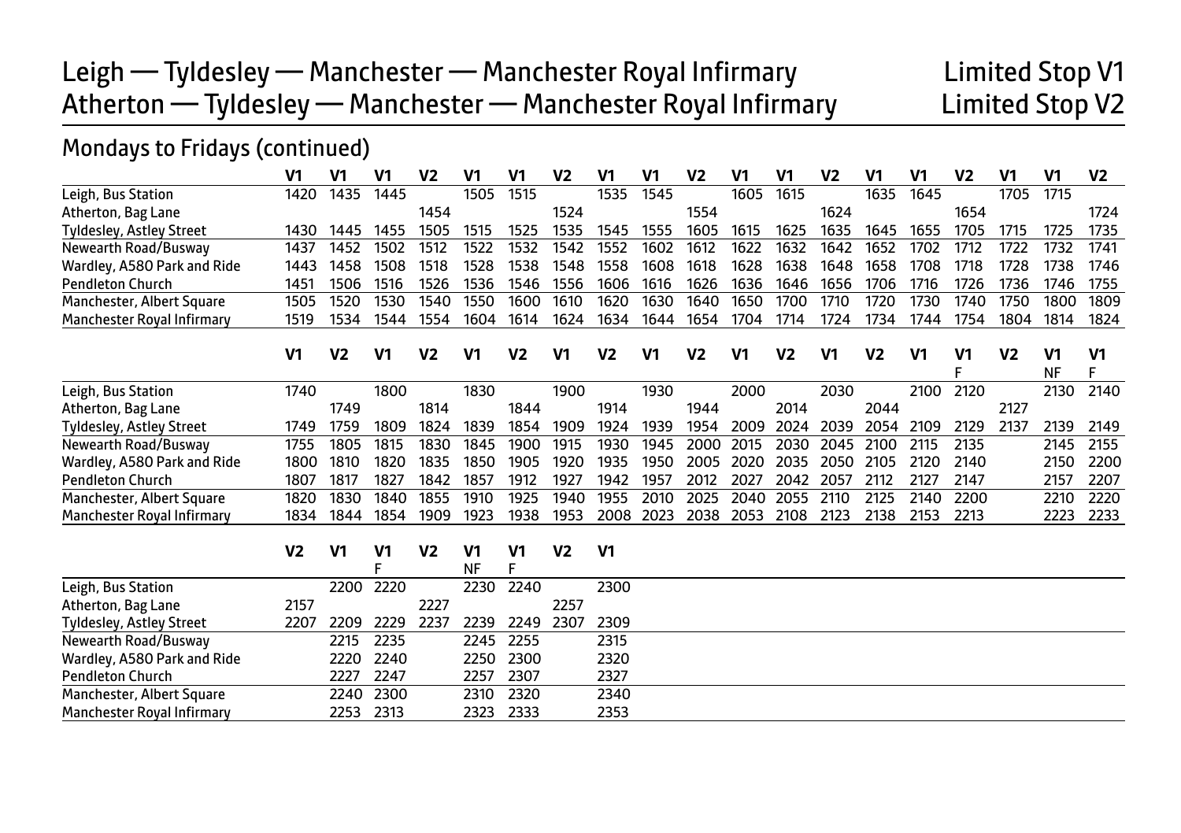# Leigh — Tyldesley — Manchester — Manchester Royal Infirmary — Limited Stop V1
# Atherton — Tyldesley — Manchester — Manchester Royal Infirmary — Limited Stop V2

## Mondays to Fridays (continued)

| | V1 | V1 | V1 | V2 | V1 | V1 | V2 | V1 | V1 | V2 | V1 | V1 | V2 | V1 | V1 | V2 | V1 | V1 | V2 |
|---|---|---|---|---|---|---|---|---|---|---|---|---|---|---|---|---|---|---|---|
| Leigh, Bus Station | 1420 | 1435 | 1445 | | 1505 | 1515 | | 1535 | 1545 | | 1605 | 1615 | | 1635 | 1645 | | 1705 | 1715 | |
| Atherton, Bag Lane | | | | 1454 | | | 1524 | | | 1554 | | | 1624 | | | 1654 | | | 1724 |
| Tyldesley, Astley Street | 1430 | 1445 | 1455 | 1505 | 1515 | 1525 | 1535 | 1545 | 1555 | 1605 | 1615 | 1625 | 1635 | 1645 | 1655 | 1705 | 1715 | 1725 | 1735 |
| Newearth Road/Busway | 1437 | 1452 | 1502 | 1512 | 1522 | 1532 | 1542 | 1552 | 1602 | 1612 | 1622 | 1632 | 1642 | 1652 | 1702 | 1712 | 1722 | 1732 | 1741 |
| Wardley, A580 Park and Ride | 1443 | 1458 | 1508 | 1518 | 1528 | 1538 | 1548 | 1558 | 1608 | 1618 | 1628 | 1638 | 1648 | 1658 | 1708 | 1718 | 1728 | 1738 | 1746 |
| Pendleton Church | 1451 | 1506 | 1516 | 1526 | 1536 | 1546 | 1556 | 1606 | 1616 | 1626 | 1636 | 1646 | 1656 | 1706 | 1716 | 1726 | 1736 | 1746 | 1755 |
| Manchester, Albert Square | 1505 | 1520 | 1530 | 1540 | 1550 | 1600 | 1610 | 1620 | 1630 | 1640 | 1650 | 1700 | 1710 | 1720 | 1730 | 1740 | 1750 | 1800 | 1809 |
| Manchester Royal Infirmary | 1519 | 1534 | 1544 | 1554 | 1604 | 1614 | 1624 | 1634 | 1644 | 1654 | 1704 | 1714 | 1724 | 1734 | 1744 | 1754 | 1804 | 1814 | 1824 |

| | V1 | V2 | V1 | V2 | V1 | V2 | V1 | V2 | V1 | V2 | V1 | V2 | V1 | V2 | V1 | V1 F | V2 | V1 NF | V1 F |
|---|---|---|---|---|---|---|---|---|---|---|---|---|---|---|---|---|---|---|---|
| Leigh, Bus Station | 1740 | | 1800 | | 1830 | | 1900 | | 1930 | | 2000 | | 2030 | | 2100 | 2120 | | 2130 | 2140 |
| Atherton, Bag Lane | | 1749 | | 1814 | | 1844 | | 1914 | | 1944 | | 2014 | | 2044 | | | 2127 | | |
| Tyldesley, Astley Street | 1749 | 1759 | 1809 | 1824 | 1839 | 1854 | 1909 | 1924 | 1939 | 1954 | 2009 | 2024 | 2039 | 2054 | 2109 | 2129 | 2137 | 2139 | 2149 |
| Newearth Road/Busway | 1755 | 1805 | 1815 | 1830 | 1845 | 1900 | 1915 | 1930 | 1945 | 2000 | 2015 | 2030 | 2045 | 2100 | 2115 | 2135 | | 2145 | 2155 |
| Wardley, A580 Park and Ride | 1800 | 1810 | 1820 | 1835 | 1850 | 1905 | 1920 | 1935 | 1950 | 2005 | 2020 | 2035 | 2050 | 2105 | 2120 | 2140 | | 2150 | 2200 |
| Pendleton Church | 1807 | 1817 | 1827 | 1842 | 1857 | 1912 | 1927 | 1942 | 1957 | 2012 | 2027 | 2042 | 2057 | 2112 | 2127 | 2147 | | 2157 | 2207 |
| Manchester, Albert Square | 1820 | 1830 | 1840 | 1855 | 1910 | 1925 | 1940 | 1955 | 2010 | 2025 | 2040 | 2055 | 2110 | 2125 | 2140 | 2200 | | 2210 | 2220 |
| Manchester Royal Infirmary | 1834 | 1844 | 1854 | 1909 | 1923 | 1938 | 1953 | 2008 | 2023 | 2038 | 2053 | 2108 | 2123 | 2138 | 2153 | 2213 | | 2223 | 2233 |

| | V2 | V1 | V1 F | V2 | V1 NF | V1 F | V2 | V1 |
|---|---|---|---|---|---|---|---|---|
| Leigh, Bus Station | | 2200 | 2220 | | 2230 | 2240 | | 2300 |
| Atherton, Bag Lane | 2157 | | | 2227 | | | 2257 | |
| Tyldesley, Astley Street | 2207 | 2209 | 2229 | 2237 | 2239 | 2249 | 2307 | 2309 |
| Newearth Road/Busway | | 2215 | 2235 | | 2245 | 2255 | | 2315 |
| Wardley, A580 Park and Ride | | 2220 | 2240 | | 2250 | 2300 | | 2320 |
| Pendleton Church | | 2227 | 2247 | | 2257 | 2307 | | 2327 |
| Manchester, Albert Square | | 2240 | 2300 | | 2310 | 2320 | | 2340 |
| Manchester Royal Infirmary | | 2253 | 2313 | | 2323 | 2333 | | 2353 |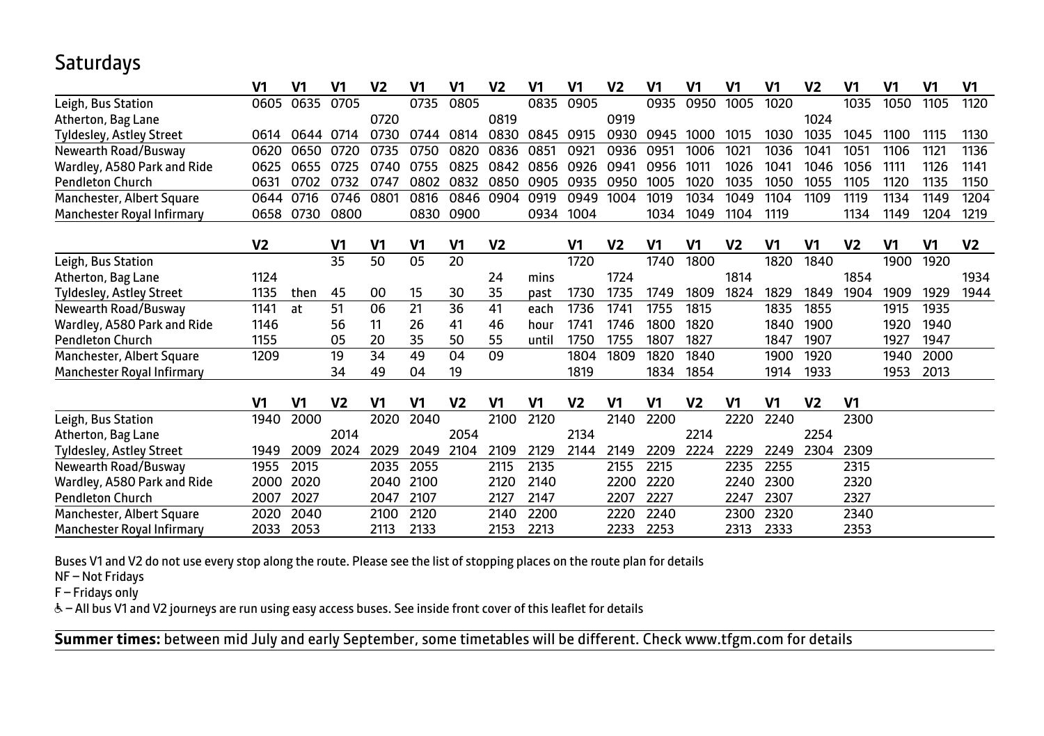# Saturdays

| | V1 | V1 | V1 | V2 | V1 | V1 | V2 | V1 | V1 | V2 | V1 | V1 | V1 | V1 | V2 | V1 | V1 | V1 | V1 |
|---|---|---|---|---|---|---|---|---|---|---|---|---|---|---|---|---|---|---|---|
| Leigh, Bus Station | 0605 | 0635 | 0705 | | 0735 | 0805 | | 0835 | 0905 | | 0935 | 0950 | 1005 | 1020 | | 1035 | 1050 | 1105 | 1120 |
| Atherton, Bag Lane | | | | 0720 | | | 0819 | | | 0919 | | | | | 1024 | | | | |
| Tyldesley, Astley Street | 0614 | 0644 | 0714 | 0730 | 0744 | 0814 | 0830 | 0845 | 0915 | 0930 | 0945 | 1000 | 1015 | 1030 | 1035 | 1045 | 1100 | 1115 | 1130 |
| Newearth Road/Busway | 0620 | 0650 | 0720 | 0735 | 0750 | 0820 | 0836 | 0851 | 0921 | 0936 | 0951 | 1006 | 1021 | 1036 | 1041 | 1051 | 1106 | 1121 | 1136 |
| Wardley, A580 Park and Ride | 0625 | 0655 | 0725 | 0740 | 0755 | 0825 | 0842 | 0856 | 0926 | 0941 | 0956 | 1011 | 1026 | 1041 | 1046 | 1056 | 1111 | 1126 | 1141 |
| Pendleton Church | 0631 | 0702 | 0732 | 0747 | 0802 | 0832 | 0850 | 0905 | 0935 | 0950 | 1005 | 1020 | 1035 | 1050 | 1055 | 1105 | 1120 | 1135 | 1150 |
| Manchester, Albert Square | 0644 | 0716 | 0746 | 0801 | 0816 | 0846 | 0904 | 0919 | 0949 | 1004 | 1019 | 1034 | 1049 | 1104 | 1109 | 1119 | 1134 | 1149 | 1204 |
| Manchester Royal Infirmary | 0658 | 0730 | 0800 | | 0830 | 0900 | | 0934 | 1004 | | 1034 | 1049 | 1104 | 1119 | | 1134 | 1149 | 1204 | 1219 |

| | V2 | | V1 | V1 | V1 | V1 | V2 | | V1 | V2 | V1 | V1 | V2 | V1 | V1 | V2 | V1 | V1 | V2 |
|---|---|---|---|---|---|---|---|---|---|---|---|---|---|---|---|---|---|---|---|
| Leigh, Bus Station | | | 35 | 50 | 05 | 20 | | | 1720 | | 1740 | 1800 | | 1820 | 1840 | | 1900 | 1920 | |
| Atherton, Bag Lane | 1124 | | | | | | 24 | mins | | 1724 | | | 1814 | | | 1854 | | | 1934 |
| Tyldesley, Astley Street | 1135 | then | 45 | 00 | 15 | 30 | 35 | past | 1730 | 1735 | 1749 | 1809 | 1824 | 1829 | 1849 | 1904 | 1909 | 1929 | 1944 |
| Newearth Road/Busway | 1141 | at | 51 | 06 | 21 | 36 | 41 | each | 1736 | 1741 | 1755 | 1815 | | 1835 | 1855 | | 1915 | 1935 | |
| Wardley, A580 Park and Ride | 1146 | | 56 | 11 | 26 | 41 | 46 | hour | 1741 | 1746 | 1800 | 1820 | | 1840 | 1900 | | 1920 | 1940 | |
| Pendleton Church | 1155 | | 05 | 20 | 35 | 50 | 55 | until | 1750 | 1755 | 1807 | 1827 | | 1847 | 1907 | | 1927 | 1947 | |
| Manchester, Albert Square | 1209 | | 19 | 34 | 49 | 04 | 09 | | 1804 | 1809 | 1820 | 1840 | | 1900 | 1920 | | 1940 | 2000 | |
| Manchester Royal Infirmary | | | 34 | 49 | 04 | 19 | | | 1819 | | 1834 | 1854 | | 1914 | 1933 | | 1953 | 2013 | |

| | V1 | V1 | V2 | V1 | V1 | V2 | V1 | V1 | V2 | V1 | V1 | V2 | V1 | V1 | V2 | V1 |
|---|---|---|---|---|---|---|---|---|---|---|---|---|---|---|---|---|
| Leigh, Bus Station | 1940 | 2000 | | 2020 | 2040 | | 2100 | 2120 | | 2140 | 2200 | | 2220 | 2240 | | 2300 |
| Atherton, Bag Lane | | | 2014 | | | 2054 | | | 2134 | | | 2214 | | | 2254 | |
| Tyldesley, Astley Street | 1949 | 2009 | 2024 | 2029 | 2049 | 2104 | 2109 | 2129 | 2144 | 2149 | 2209 | 2224 | 2229 | 2249 | 2304 | 2309 |
| Newearth Road/Busway | 1955 | 2015 | | 2035 | 2055 | | 2115 | 2135 | | 2155 | 2215 | | 2235 | 2255 | | 2315 |
| Wardley, A580 Park and Ride | 2000 | 2020 | | 2040 | 2100 | | 2120 | 2140 | | 2200 | 2220 | | 2240 | 2300 | | 2320 |
| Pendleton Church | 2007 | 2027 | | 2047 | 2107 | | 2127 | 2147 | | 2207 | 2227 | | 2247 | 2307 | | 2327 |
| Manchester, Albert Square | 2020 | 2040 | | 2100 | 2120 | | 2140 | 2200 | | 2220 | 2240 | | 2300 | 2320 | | 2340 |
| Manchester Royal Infirmary | 2033 | 2053 | | 2113 | 2133 | | 2153 | 2213 | | 2233 | 2253 | | 2313 | 2333 | | 2353 |

Buses V1 and V2 do not use every stop along the route. Please see the list of stopping places on the route plan for details

NF – Not Fridays

F – Fridays only

♿ – All bus V1 and V2 journeys are run using easy access buses. See inside front cover of this leaflet for details

**Summer times:** between mid July and early September, some timetables will be different. Check www.tfgm.com for details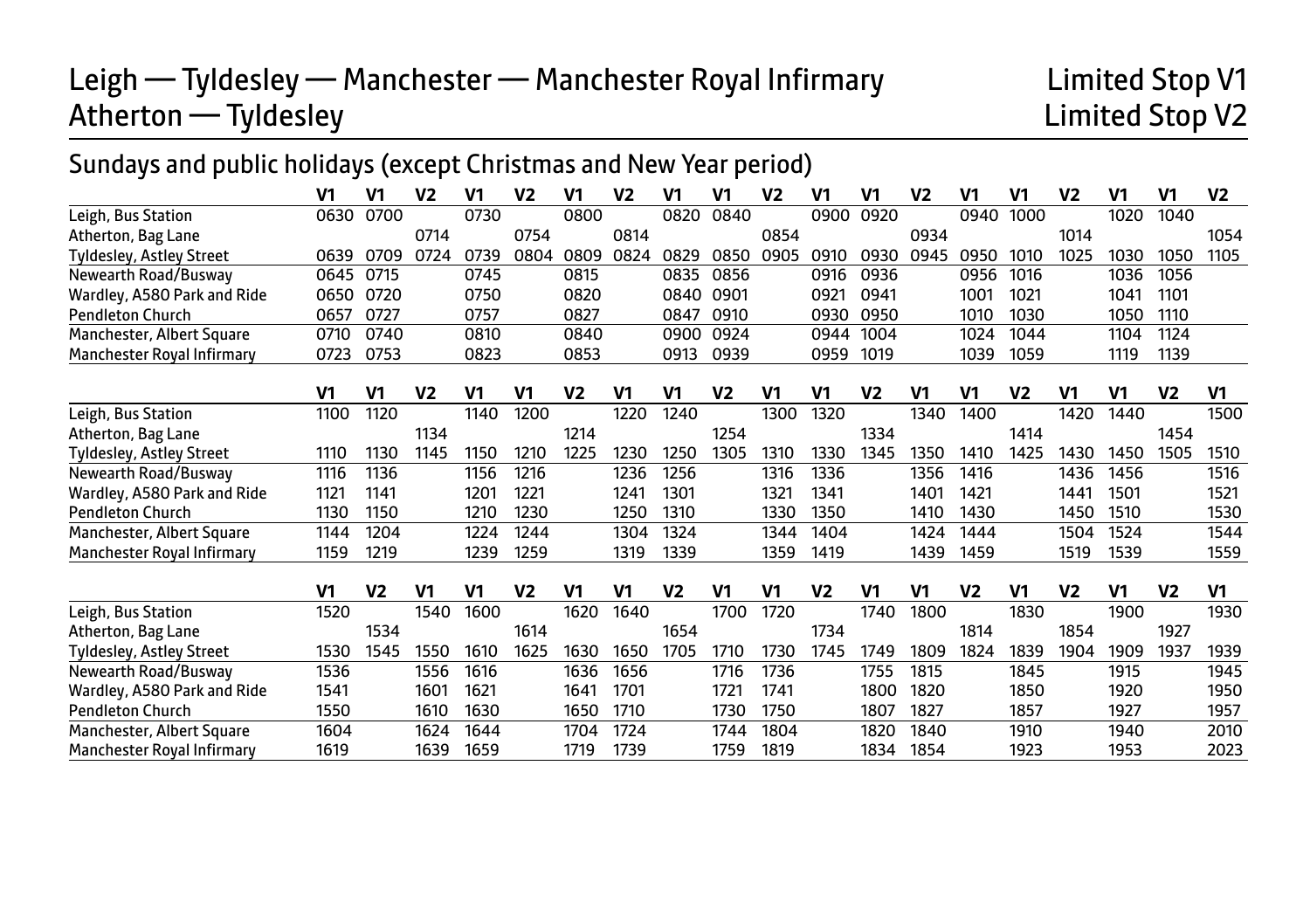# Leigh — Tyldesley — Manchester — Manchester Royal Infirmary — Limited Stop V1
# Atherton — Tyldesley — Limited Stop V2

## Sundays and public holidays (except Christmas and New Year period)

| | V1 | V1 | V2 | V1 | V2 | V1 | V2 | V1 | V1 | V2 | V1 | V1 | V2 | V1 | V1 | V2 | V1 | V1 | V2 |
|---|---|---|---|---|---|---|---|---|---|---|---|---|---|---|---|---|---|---|---|
| Leigh, Bus Station | 0630 | 0700 | | 0730 | | 0800 | | 0820 | 0840 | | 0900 | 0920 | | 0940 | 1000 | | 1020 | 1040 | |
| Atherton, Bag Lane | | | 0714 | | 0754 | | 0814 | | | 0854 | | | 0934 | | | 1014 | | | 1054 |
| Tyldesley, Astley Street | 0639 | 0709 | 0724 | 0739 | 0804 | 0809 | 0824 | 0829 | 0850 | 0905 | 0910 | 0930 | 0945 | 0950 | 1010 | 1025 | 1030 | 1050 | 1105 |
| Newearth Road/Busway | 0645 | 0715 | | 0745 | | 0815 | | 0835 | 0856 | | 0916 | 0936 | | 0956 | 1016 | | 1036 | 1056 | |
| Wardley, A580 Park and Ride | 0650 | 0720 | | 0750 | | 0820 | | 0840 | 0901 | | 0921 | 0941 | | 1001 | 1021 | | 1041 | 1101 | |
| Pendleton Church | 0657 | 0727 | | 0757 | | 0827 | | 0847 | 0910 | | 0930 | 0950 | | 1010 | 1030 | | 1050 | 1110 | |
| Manchester, Albert Square | 0710 | 0740 | | 0810 | | 0840 | | 0900 | 0924 | | 0944 | 1004 | | 1024 | 1044 | | 1104 | 1124 | |
| Manchester Royal Infirmary | 0723 | 0753 | | 0823 | | 0853 | | 0913 | 0939 | | 0959 | 1019 | | 1039 | 1059 | | 1119 | 1139 | |

| | V1 | V1 | V2 | V1 | V1 | V2 | V1 | V1 | V2 | V1 | V1 | V2 | V1 | V1 | V2 | V1 | V1 | V2 | V1 |
|---|---|---|---|---|---|---|---|---|---|---|---|---|---|---|---|---|---|---|---|
| Leigh, Bus Station | 1100 | 1120 | | 1140 | 1200 | | 1220 | 1240 | | 1300 | 1320 | | 1340 | 1400 | | 1420 | 1440 | | 1500 |
| Atherton, Bag Lane | | | 1134 | | | 1214 | | | 1254 | | | 1334 | | | 1414 | | | 1454 | |
| Tyldesley, Astley Street | 1110 | 1130 | 1145 | 1150 | 1210 | 1225 | 1230 | 1250 | 1305 | 1310 | 1330 | 1345 | 1350 | 1410 | 1425 | 1430 | 1450 | 1505 | 1510 |
| Newearth Road/Busway | 1116 | 1136 | | 1156 | 1216 | | 1236 | 1256 | | 1316 | 1336 | | 1356 | 1416 | | 1436 | 1456 | | 1516 |
| Wardley, A580 Park and Ride | 1121 | 1141 | | 1201 | 1221 | | 1241 | 1301 | | 1321 | 1341 | | 1401 | 1421 | | 1441 | 1501 | | 1521 |
| Pendleton Church | 1130 | 1150 | | 1210 | 1230 | | 1250 | 1310 | | 1330 | 1350 | | 1410 | 1430 | | 1450 | 1510 | | 1530 |
| Manchester, Albert Square | 1144 | 1204 | | 1224 | 1244 | | 1304 | 1324 | | 1344 | 1404 | | 1424 | 1444 | | 1504 | 1524 | | 1544 |
| Manchester Royal Infirmary | 1159 | 1219 | | 1239 | 1259 | | 1319 | 1339 | | 1359 | 1419 | | 1439 | 1459 | | 1519 | 1539 | | 1559 |

| | V1 | V2 | V1 | V1 | V2 | V1 | V1 | V2 | V1 | V1 | V2 | V1 | V1 | V2 | V1 | V2 | V1 | V2 | V1 |
|---|---|---|---|---|---|---|---|---|---|---|---|---|---|---|---|---|---|---|---|
| Leigh, Bus Station | 1520 | | 1540 | 1600 | | 1620 | 1640 | | 1700 | 1720 | | 1740 | 1800 | | 1830 | | 1900 | | 1930 |
| Atherton, Bag Lane | | 1534 | | | 1614 | | | 1654 | | | 1734 | | | 1814 | | 1854 | | 1927 | |
| Tyldesley, Astley Street | 1530 | 1545 | 1550 | 1610 | 1625 | 1630 | 1650 | 1705 | 1710 | 1730 | 1745 | 1749 | 1809 | 1824 | 1839 | 1904 | 1909 | 1937 | 1939 |
| Newearth Road/Busway | 1536 | | 1556 | 1616 | | 1636 | 1656 | | 1716 | 1736 | | 1755 | 1815 | | 1845 | | 1915 | | 1945 |
| Wardley, A580 Park and Ride | 1541 | | 1601 | 1621 | | 1641 | 1701 | | 1721 | 1741 | | 1800 | 1820 | | 1850 | | 1920 | | 1950 |
| Pendleton Church | 1550 | | 1610 | 1630 | | 1650 | 1710 | | 1730 | 1750 | | 1807 | 1827 | | 1857 | | 1927 | | 1957 |
| Manchester, Albert Square | 1604 | | 1624 | 1644 | | 1704 | 1724 | | 1744 | 1804 | | 1820 | 1840 | | 1910 | | 1940 | | 2010 |
| Manchester Royal Infirmary | 1619 | | 1639 | 1659 | | 1719 | 1739 | | 1759 | 1819 | | 1834 | 1854 | | 1923 | | 1953 | | 2023 |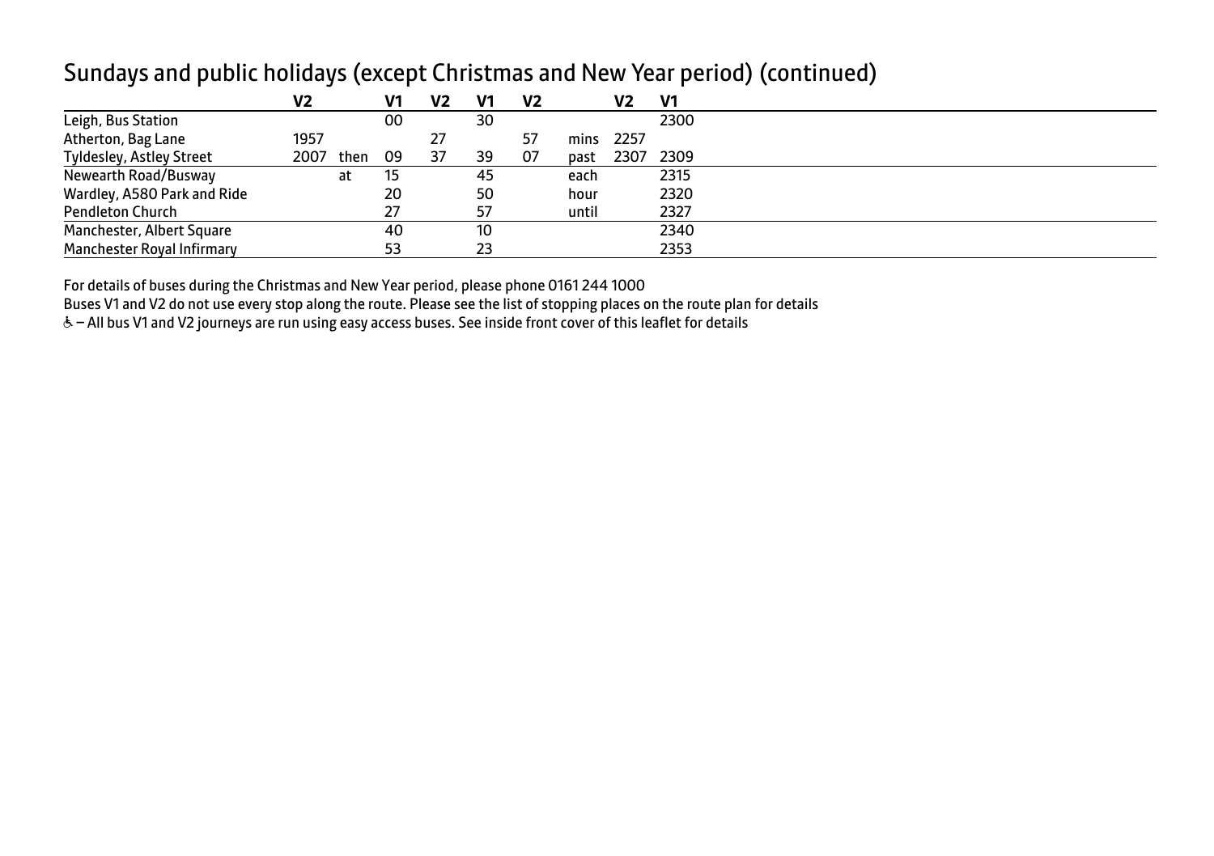## Sundays and public holidays (except Christmas and New Year period) (continued)

| | V2 | | V1 | V2 | V1 | V2 | | V2 | V1 |
|---|---|---|---|---|---|---|---|---|---|
| Leigh, Bus Station | | | 00 | | 30 | | | | 2300 |
| Atherton, Bag Lane | 1957 | | | 27 | | 57 | mins | 2257 | |
| Tyldesley, Astley Street | 2007 | then | 09 | 37 | 39 | 07 | past | 2307 | 2309 |
| Newearth Road/Busway | | at | 15 | | 45 | | each | | 2315 |
| Wardley, A580 Park and Ride | | | 20 | | 50 | | hour | | 2320 |
| Pendleton Church | | | 27 | | 57 | | until | | 2327 |
| Manchester, Albert Square | | | 40 | | 10 | | | | 2340 |
| Manchester Royal Infirmary | | | 53 | | 23 | | | | 2353 |

For details of buses during the Christmas and New Year period, please phone 0161 244 1000

Buses V1 and V2 do not use every stop along the route. Please see the list of stopping places on the route plan for details

♿ – All bus V1 and V2 journeys are run using easy access buses. See inside front cover of this leaflet for details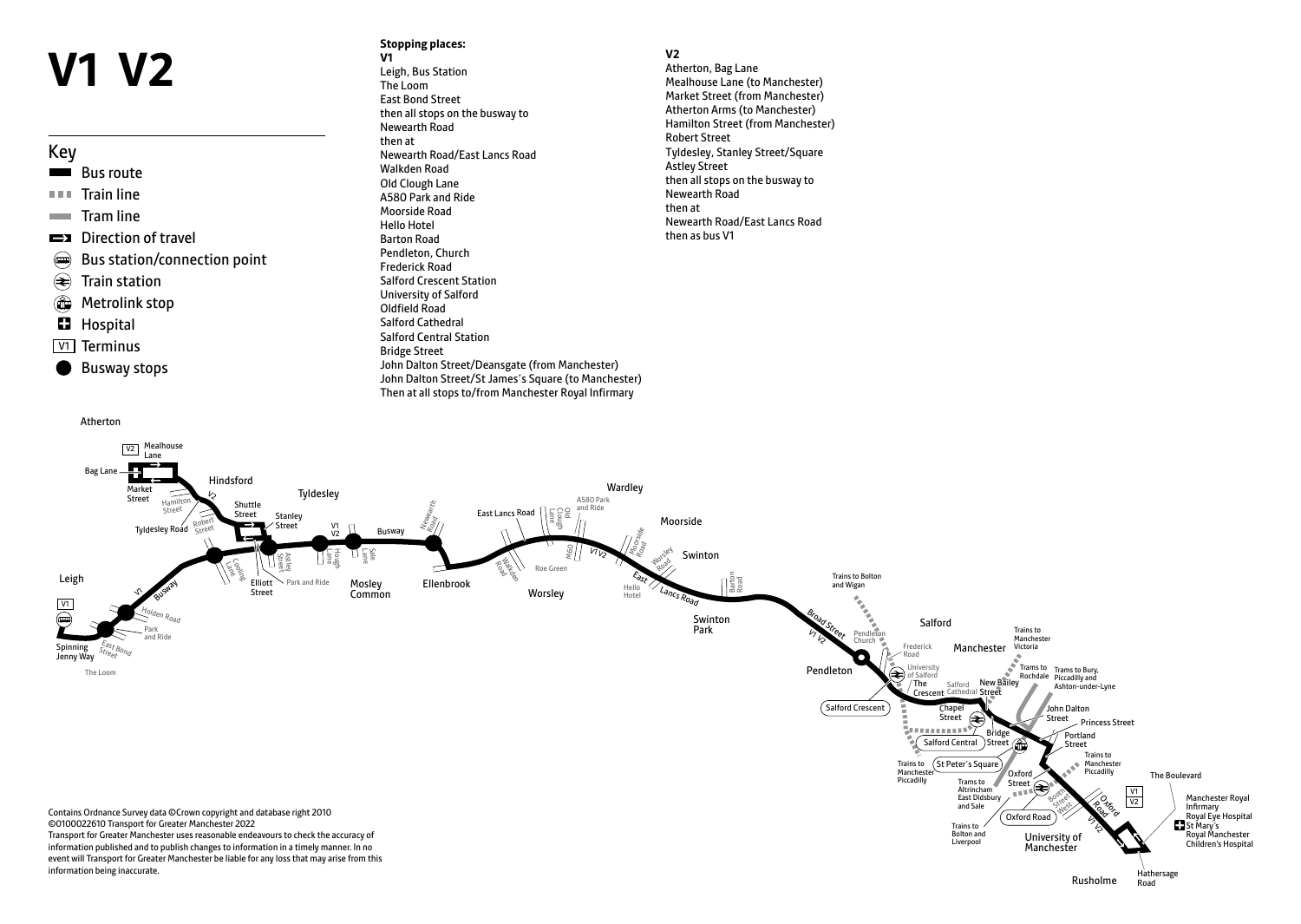# V1 V2

## Key

- Bus route
- Train line
- Tram line
- Direction of travel
- Bus station/connection point
- Train station
- Metrolink stop
- Hospital
- V1 Terminus
- Busway stops

**Stopping places:**

**V1**

Leigh, Bus Station
The Loom
East Bond Street
then all stops on the busway to
Newearth Road
then at
Newearth Road/East Lancs Road
Walkden Road
Old Clough Lane
A580 Park and Ride
Moorside Road
Hello Hotel
Barton Road
Pendleton, Church
Frederick Road
Salford Crescent Station
University of Salford
Oldfield Road
Salford Cathedral
Salford Central Station
Bridge Street
John Dalton Street/Deansgate (from Manchester)
John Dalton Street/St James's Square (to Manchester)
Then at all stops to/from Manchester Royal Infirmary

**V2**

Atherton, Bag Lane
Mealhouse Lane (to Manchester)
Market Street (from Manchester)
Atherton Arms (to Manchester)
Hamilton Street (from Manchester)
Robert Street
Tyldesley, Stanley Street/Square
Astley Street
then all stops on the busway to
Newearth Road
then at
Newearth Road/East Lancs Road
then as bus V1

Contains Ordnance Survey data ©Crown copyright and database right 2010
©0100022610 Transport for Greater Manchester 2022
Transport for Greater Manchester uses reasonable endeavours to check the accuracy of information published and to publish changes to information in a timely manner. In no event will Transport for Greater Manchester be liable for any loss that may arise from this information being inaccurate.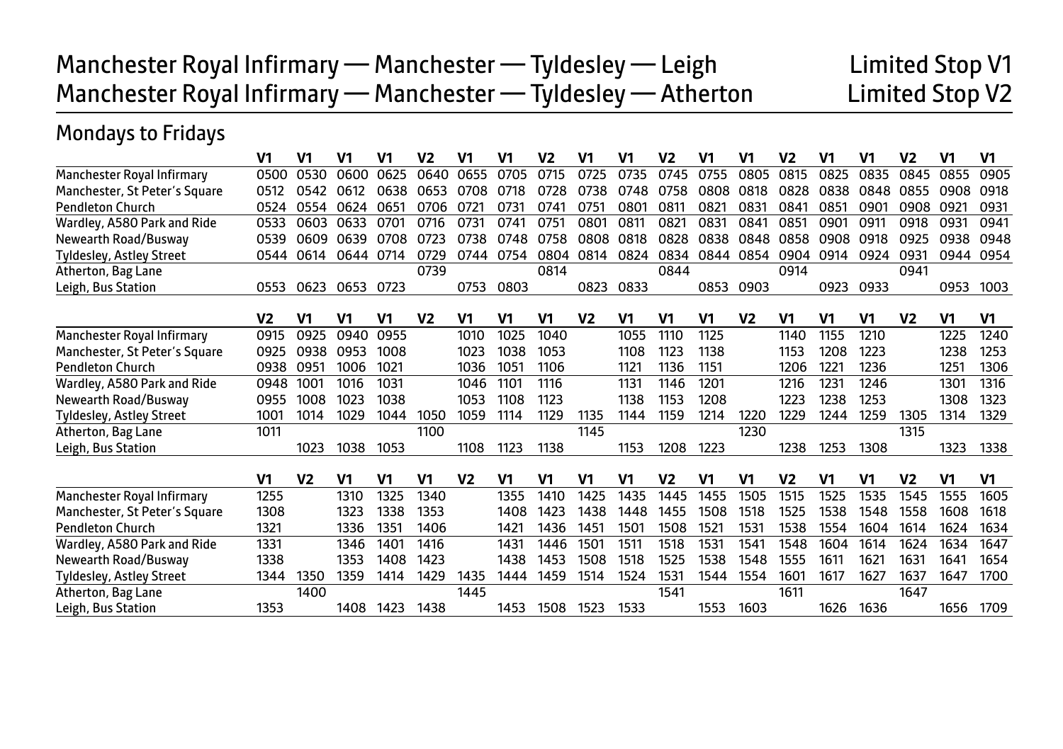# Manchester Royal Infirmary — Manchester — Tyldesley — Leigh — Limited Stop V1
# Manchester Royal Infirmary — Manchester — Tyldesley — Atherton — Limited Stop V2

## Mondays to Fridays

| | V1 | V1 | V1 | V1 | V2 | V1 | V1 | V2 | V1 | V1 | V2 | V1 | V1 | V2 | V1 | V1 | V2 | V1 | V1 |
|---|---|---|---|---|---|---|---|---|---|---|---|---|---|---|---|---|---|---|---|
| Manchester Royal Infirmary | 0500 | 0530 | 0600 | 0625 | 0640 | 0655 | 0705 | 0715 | 0725 | 0735 | 0745 | 0755 | 0805 | 0815 | 0825 | 0835 | 0845 | 0855 | 0905 |
| Manchester, St Peter's Square | 0512 | 0542 | 0612 | 0638 | 0653 | 0708 | 0718 | 0728 | 0738 | 0748 | 0758 | 0808 | 0818 | 0828 | 0838 | 0848 | 0855 | 0908 | 0918 |
| Pendleton Church | 0524 | 0554 | 0624 | 0651 | 0706 | 0721 | 0731 | 0741 | 0751 | 0801 | 0811 | 0821 | 0831 | 0841 | 0851 | 0901 | 0908 | 0921 | 0931 |
| Wardley, A580 Park and Ride | 0533 | 0603 | 0633 | 0701 | 0716 | 0731 | 0741 | 0751 | 0801 | 0811 | 0821 | 0831 | 0841 | 0851 | 0901 | 0911 | 0918 | 0931 | 0941 |
| Newearth Road/Busway | 0539 | 0609 | 0639 | 0708 | 0723 | 0738 | 0748 | 0758 | 0808 | 0818 | 0828 | 0838 | 0848 | 0858 | 0908 | 0918 | 0925 | 0938 | 0948 |
| Tyldesley, Astley Street | 0544 | 0614 | 0644 | 0714 | 0729 | 0744 | 0754 | 0804 | 0814 | 0824 | 0834 | 0844 | 0854 | 0904 | 0914 | 0924 | 0931 | 0944 | 0954 |
| Atherton, Bag Lane | | | | | 0739 | | | 0814 | | | 0844 | | | 0914 | | | 0941 | | |
| Leigh, Bus Station | 0553 | 0623 | 0653 | 0723 | | 0753 | 0803 | | 0823 | 0833 | | 0853 | 0903 | | 0923 | 0933 | | 0953 | 1003 |

| | V2 | V1 | V1 | V1 | V2 | V1 | V1 | V1 | V2 | V1 | V1 | V1 | V2 | V1 | V1 | V1 | V2 | V1 | V1 |
|---|---|---|---|---|---|---|---|---|---|---|---|---|---|---|---|---|---|---|---|
| Manchester Royal Infirmary | 0915 | 0925 | 0940 | 0955 | | 1010 | 1025 | 1040 | | 1055 | 1110 | 1125 | | 1140 | 1155 | 1210 | | 1225 | 1240 |
| Manchester, St Peter's Square | 0925 | 0938 | 0953 | 1008 | | 1023 | 1038 | 1053 | | 1108 | 1123 | 1138 | | 1153 | 1208 | 1223 | | 1238 | 1253 |
| Pendleton Church | 0938 | 0951 | 1006 | 1021 | | 1036 | 1051 | 1106 | | 1121 | 1136 | 1151 | | 1206 | 1221 | 1236 | | 1251 | 1306 |
| Wardley, A580 Park and Ride | 0948 | 1001 | 1016 | 1031 | | 1046 | 1101 | 1116 | | 1131 | 1146 | 1201 | | 1216 | 1231 | 1246 | | 1301 | 1316 |
| Newearth Road/Busway | 0955 | 1008 | 1023 | 1038 | | 1053 | 1108 | 1123 | | 1138 | 1153 | 1208 | | 1223 | 1238 | 1253 | | 1308 | 1323 |
| Tyldesley, Astley Street | 1001 | 1014 | 1029 | 1044 | 1050 | 1059 | 1114 | 1129 | 1135 | 1144 | 1159 | 1214 | 1220 | 1229 | 1244 | 1259 | 1305 | 1314 | 1329 |
| Atherton, Bag Lane | 1011 | | | | 1100 | | | | 1145 | | | | 1230 | | | | 1315 | | |
| Leigh, Bus Station | | 1023 | 1038 | 1053 | | 1108 | 1123 | 1138 | | 1153 | 1208 | 1223 | | 1238 | 1253 | 1308 | | 1323 | 1338 |

| | V1 | V2 | V1 | V1 | V1 | V2 | V1 | V1 | V1 | V1 | V2 | V1 | V1 | V2 | V1 | V1 | V2 | V1 | V1 |
|---|---|---|---|---|---|---|---|---|---|---|---|---|---|---|---|---|---|---|---|
| Manchester Royal Infirmary | 1255 | | 1310 | 1325 | 1340 | | 1355 | 1410 | 1425 | 1435 | 1445 | 1455 | 1505 | 1515 | 1525 | 1535 | 1545 | 1555 | 1605 |
| Manchester, St Peter's Square | 1308 | | 1323 | 1338 | 1353 | | 1408 | 1423 | 1438 | 1448 | 1455 | 1508 | 1518 | 1525 | 1538 | 1548 | 1558 | 1608 | 1618 |
| Pendleton Church | 1321 | | 1336 | 1351 | 1406 | | 1421 | 1436 | 1451 | 1501 | 1508 | 1521 | 1531 | 1538 | 1554 | 1604 | 1614 | 1624 | 1634 |
| Wardley, A580 Park and Ride | 1331 | | 1346 | 1401 | 1416 | | 1431 | 1446 | 1501 | 1511 | 1518 | 1531 | 1541 | 1548 | 1604 | 1614 | 1624 | 1634 | 1647 |
| Newearth Road/Busway | 1338 | | 1353 | 1408 | 1423 | | 1438 | 1453 | 1508 | 1518 | 1525 | 1538 | 1548 | 1555 | 1611 | 1621 | 1631 | 1641 | 1654 |
| Tyldesley, Astley Street | 1344 | 1350 | 1359 | 1414 | 1429 | 1435 | 1444 | 1459 | 1514 | 1524 | 1531 | 1544 | 1554 | 1601 | 1617 | 1627 | 1637 | 1647 | 1700 |
| Atherton, Bag Lane | | 1400 | | | | 1445 | | | | | 1541 | | | 1611 | | | 1647 | | |
| Leigh, Bus Station | 1353 | | 1408 | 1423 | 1438 | | 1453 | 1508 | 1523 | 1533 | | 1553 | 1603 | | 1626 | 1636 | | 1656 | 1709 |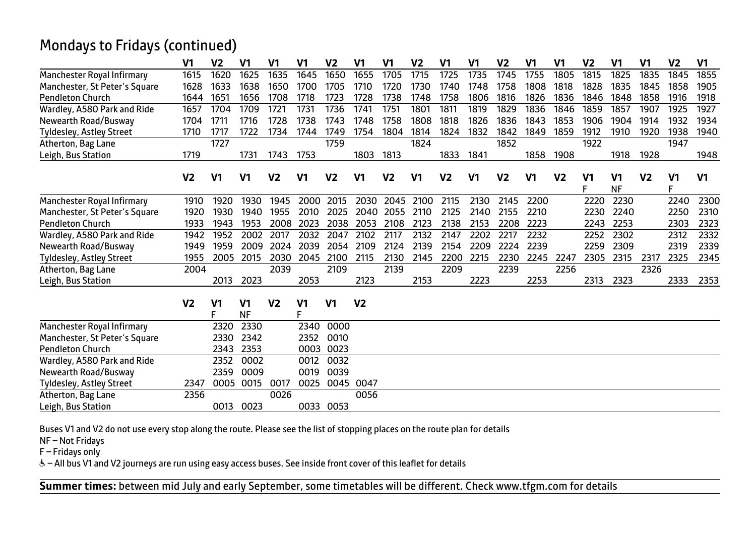## Mondays to Fridays (continued)

| | V1 | V2 | V1 | V1 | V1 | V2 | V1 | V1 | V2 | V1 | V1 | V2 | V1 | V1 | V2 | V1 | V1 | V2 | V1 |
|---|---|---|---|---|---|---|---|---|---|---|---|---|---|---|---|---|---|---|---|
| Manchester Royal Infirmary | 1615 | 1620 | 1625 | 1635 | 1645 | 1650 | 1655 | 1705 | 1715 | 1725 | 1735 | 1745 | 1755 | 1805 | 1815 | 1825 | 1835 | 1845 | 1855 |
| Manchester, St Peter's Square | 1628 | 1633 | 1638 | 1650 | 1700 | 1705 | 1710 | 1720 | 1730 | 1740 | 1748 | 1758 | 1808 | 1818 | 1828 | 1835 | 1845 | 1858 | 1905 |
| Pendleton Church | 1644 | 1651 | 1656 | 1708 | 1718 | 1723 | 1728 | 1738 | 1748 | 1758 | 1806 | 1816 | 1826 | 1836 | 1846 | 1848 | 1858 | 1916 | 1918 |
| Wardley, A580 Park and Ride | 1657 | 1704 | 1709 | 1721 | 1731 | 1736 | 1741 | 1751 | 1801 | 1811 | 1819 | 1829 | 1836 | 1846 | 1859 | 1857 | 1907 | 1925 | 1927 |
| Newearth Road/Busway | 1704 | 1711 | 1716 | 1728 | 1738 | 1743 | 1748 | 1758 | 1808 | 1818 | 1826 | 1836 | 1843 | 1853 | 1906 | 1904 | 1914 | 1932 | 1934 |
| Tyldesley, Astley Street | 1710 | 1717 | 1722 | 1734 | 1744 | 1749 | 1754 | 1804 | 1814 | 1824 | 1832 | 1842 | 1849 | 1859 | 1912 | 1910 | 1920 | 1938 | 1940 |
| Atherton, Bag Lane | | 1727 | | | | 1759 | | | 1824 | | | 1852 | | | 1922 | | | 1947 | |
| Leigh, Bus Station | 1719 | | 1731 | 1743 | 1753 | | 1803 | 1813 | | 1833 | 1841 | | 1858 | 1908 | | 1918 | 1928 | | 1948 |

| | V2 | V1 | V1 | V2 | V1 | V2 | V1 | V2 | V1 | V2 | V1 | V2 | V1 | V2 | V1 | V1 | V2 | V1 | V1 |
|---|---|---|---|---|---|---|---|---|---|---|---|---|---|---|---|---|---|---|---|
| | | | | | | | | | | | | | | | F | NF | | F | |
| Manchester Royal Infirmary | 1910 | 1920 | 1930 | 1945 | 2000 | 2015 | 2030 | 2045 | 2100 | 2115 | 2130 | 2145 | 2200 | | 2220 | 2230 | | 2240 | 2300 |
| Manchester, St Peter's Square | 1920 | 1930 | 1940 | 1955 | 2010 | 2025 | 2040 | 2055 | 2110 | 2125 | 2140 | 2155 | 2210 | | 2230 | 2240 | | 2250 | 2310 |
| Pendleton Church | 1933 | 1943 | 1953 | 2008 | 2023 | 2038 | 2053 | 2108 | 2123 | 2138 | 2153 | 2208 | 2223 | | 2243 | 2253 | | 2303 | 2323 |
| Wardley, A580 Park and Ride | 1942 | 1952 | 2002 | 2017 | 2032 | 2047 | 2102 | 2117 | 2132 | 2147 | 2202 | 2217 | 2232 | | 2252 | 2302 | | 2312 | 2332 |
| Newearth Road/Busway | 1949 | 1959 | 2009 | 2024 | 2039 | 2054 | 2109 | 2124 | 2139 | 2154 | 2209 | 2224 | 2239 | | 2259 | 2309 | | 2319 | 2339 |
| Tyldesley, Astley Street | 1955 | 2005 | 2015 | 2030 | 2045 | 2100 | 2115 | 2130 | 2145 | 2200 | 2215 | 2230 | 2245 | 2247 | 2305 | 2315 | 2317 | 2325 | 2345 |
| Atherton, Bag Lane | 2004 | | | 2039 | | 2109 | | 2139 | | 2209 | | 2239 | | 2256 | | | 2326 | | |
| Leigh, Bus Station | | 2013 | 2023 | | 2053 | | 2123 | | 2153 | | 2223 | | 2253 | | 2313 | 2323 | | 2333 | 2353 |

| | V2 | V1 | V1 | V2 | V1 | V1 | V2 |
|---|---|---|---|---|---|---|---|
| | | F | NF | | F | | |
| Manchester Royal Infirmary | | 2320 | 2330 | | 2340 | 0000 | |
| Manchester, St Peter's Square | | 2330 | 2342 | | 2352 | 0010 | |
| Pendleton Church | | 2343 | 2353 | | 0003 | 0023 | |
| Wardley, A580 Park and Ride | | 2352 | 0002 | | 0012 | 0032 | |
| Newearth Road/Busway | | 2359 | 0009 | | 0019 | 0039 | |
| Tyldesley, Astley Street | 2347 | 0005 | 0015 | 0017 | 0025 | 0045 | 0047 |
| Atherton, Bag Lane | 2356 | | | 0026 | | | 0056 |
| Leigh, Bus Station | | 0013 | 0023 | | 0033 | 0053 | |

Buses V1 and V2 do not use every stop along the route. Please see the list of stopping places on the route plan for details

NF – Not Fridays

F – Fridays only

♿ – All bus V1 and V2 journeys are run using easy access buses. See inside front cover of this leaflet for details

**Summer times:** between mid July and early September, some timetables will be different. Check www.tfgm.com for details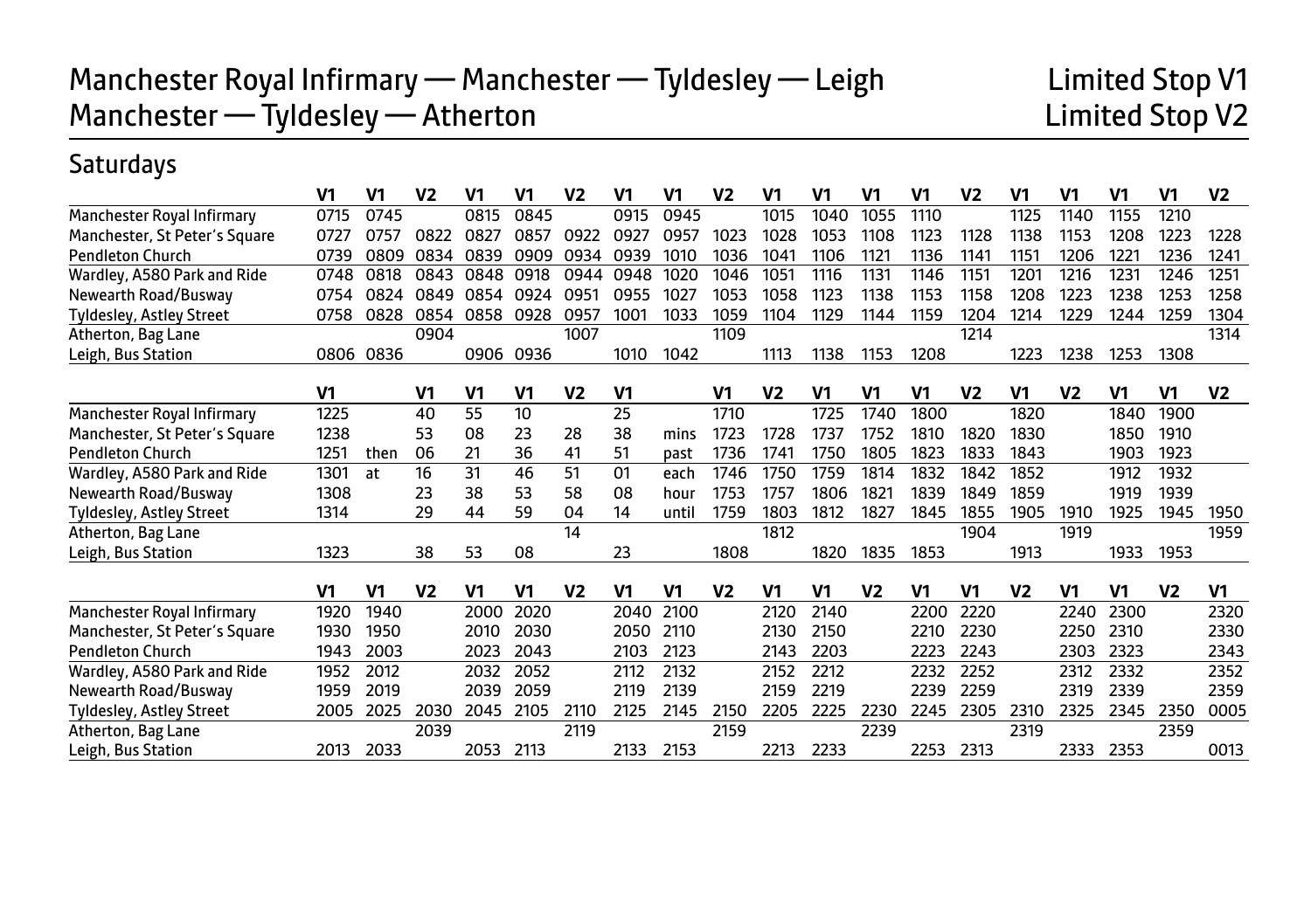# Manchester Royal Infirmary — Manchester — Tyldesley — Leigh — Limited Stop V1
# Manchester — Tyldesley — Atherton — Limited Stop V2

## Saturdays

| | V1 | V1 | V2 | V1 | V1 | V2 | V1 | V1 | V2 | V1 | V1 | V1 | V1 | V2 | V1 | V1 | V1 | V1 | V2 |
|---|---|---|---|---|---|---|---|---|---|---|---|---|---|---|---|---|---|---|---|
| Manchester Royal Infirmary | 0715 | 0745 | | 0815 | 0845 | | 0915 | 0945 | | 1015 | 1040 | 1055 | 1110 | | 1125 | 1140 | 1155 | 1210 | |
| Manchester, St Peter's Square | 0727 | 0757 | 0822 | 0827 | 0857 | 0922 | 0927 | 0957 | 1023 | 1028 | 1053 | 1108 | 1123 | 1128 | 1138 | 1153 | 1208 | 1223 | 1228 |
| Pendleton Church | 0739 | 0809 | 0834 | 0839 | 0909 | 0934 | 0939 | 1010 | 1036 | 1041 | 1106 | 1121 | 1136 | 1141 | 1151 | 1206 | 1221 | 1236 | 1241 |
| Wardley, A580 Park and Ride | 0748 | 0818 | 0843 | 0848 | 0918 | 0944 | 0948 | 1020 | 1046 | 1051 | 1116 | 1131 | 1146 | 1151 | 1201 | 1216 | 1231 | 1246 | 1251 |
| Newearth Road/Busway | 0754 | 0824 | 0849 | 0854 | 0924 | 0951 | 0955 | 1027 | 1053 | 1058 | 1123 | 1138 | 1153 | 1158 | 1208 | 1223 | 1238 | 1253 | 1258 |
| Tyldesley, Astley Street | 0758 | 0828 | 0854 | 0858 | 0928 | 0957 | 1001 | 1033 | 1059 | 1104 | 1129 | 1144 | 1159 | 1204 | 1214 | 1229 | 1244 | 1259 | 1304 |
| Atherton, Bag Lane | | | 0904 | | | 1007 | | | 1109 | | | | | 1214 | | | | | 1314 |
| Leigh, Bus Station | 0806 | 0836 | | 0906 | 0936 | | 1010 | 1042 | | 1113 | 1138 | 1153 | 1208 | | 1223 | 1238 | 1253 | 1308 | |

| | V1 | | V1 | V1 | V1 | V2 | V1 | | V1 | V2 | V1 | V1 | V1 | V2 | V1 | V2 | V1 | V1 | V2 |
|---|---|---|---|---|---|---|---|---|---|---|---|---|---|---|---|---|---|---|---|
| Manchester Royal Infirmary | 1225 | | 40 | 55 | 10 | | 25 | | 1710 | | 1725 | 1740 | 1800 | | 1820 | | 1840 | 1900 | |
| Manchester, St Peter's Square | 1238 | | 53 | 08 | 23 | 28 | 38 | mins | 1723 | 1728 | 1737 | 1752 | 1810 | 1820 | 1830 | | 1850 | 1910 | |
| Pendleton Church | 1251 | then | 06 | 21 | 36 | 41 | 51 | past | 1736 | 1741 | 1750 | 1805 | 1823 | 1833 | 1843 | | 1903 | 1923 | |
| Wardley, A580 Park and Ride | 1301 | at | 16 | 31 | 46 | 51 | 01 | each | 1746 | 1750 | 1759 | 1814 | 1832 | 1842 | 1852 | | 1912 | 1932 | |
| Newearth Road/Busway | 1308 | | 23 | 38 | 53 | 58 | 08 | hour | 1753 | 1757 | 1806 | 1821 | 1839 | 1849 | 1859 | | 1919 | 1939 | |
| Tyldesley, Astley Street | 1314 | | 29 | 44 | 59 | 04 | 14 | until | 1759 | 1803 | 1812 | 1827 | 1845 | 1855 | 1905 | 1910 | 1925 | 1945 | 1950 |
| Atherton, Bag Lane | | | | | | 14 | | | | 1812 | | | | 1904 | | 1919 | | | 1959 |
| Leigh, Bus Station | 1323 | | 38 | 53 | 08 | | 23 | | 1808 | | 1820 | 1835 | 1853 | | 1913 | | 1933 | 1953 | |

| | V1 | V1 | V2 | V1 | V1 | V2 | V1 | V1 | V2 | V1 | V1 | V2 | V1 | V1 | V2 | V1 | V1 | V2 | V1 |
|---|---|---|---|---|---|---|---|---|---|---|---|---|---|---|---|---|---|---|---|
| Manchester Royal Infirmary | 1920 | 1940 | | 2000 | 2020 | | 2040 | 2100 | | 2120 | 2140 | | 2200 | 2220 | | 2240 | 2300 | | 2320 |
| Manchester, St Peter's Square | 1930 | 1950 | | 2010 | 2030 | | 2050 | 2110 | | 2130 | 2150 | | 2210 | 2230 | | 2250 | 2310 | | 2330 |
| Pendleton Church | 1943 | 2003 | | 2023 | 2043 | | 2103 | 2123 | | 2143 | 2203 | | 2223 | 2243 | | 2303 | 2323 | | 2343 |
| Wardley, A580 Park and Ride | 1952 | 2012 | | 2032 | 2052 | | 2112 | 2132 | | 2152 | 2212 | | 2232 | 2252 | | 2312 | 2332 | | 2352 |
| Newearth Road/Busway | 1959 | 2019 | | 2039 | 2059 | | 2119 | 2139 | | 2159 | 2219 | | 2239 | 2259 | | 2319 | 2339 | | 2359 |
| Tyldesley, Astley Street | 2005 | 2025 | 2030 | 2045 | 2105 | 2110 | 2125 | 2145 | 2150 | 2205 | 2225 | 2230 | 2245 | 2305 | 2310 | 2325 | 2345 | 2350 | 0005 |
| Atherton, Bag Lane | | | 2039 | | | 2119 | | | 2159 | | | 2239 | | | 2319 | | | 2359 | |
| Leigh, Bus Station | 2013 | 2033 | | 2053 | 2113 | | 2133 | 2153 | | 2213 | 2233 | | 2253 | 2313 | | 2333 | 2353 | | 0013 |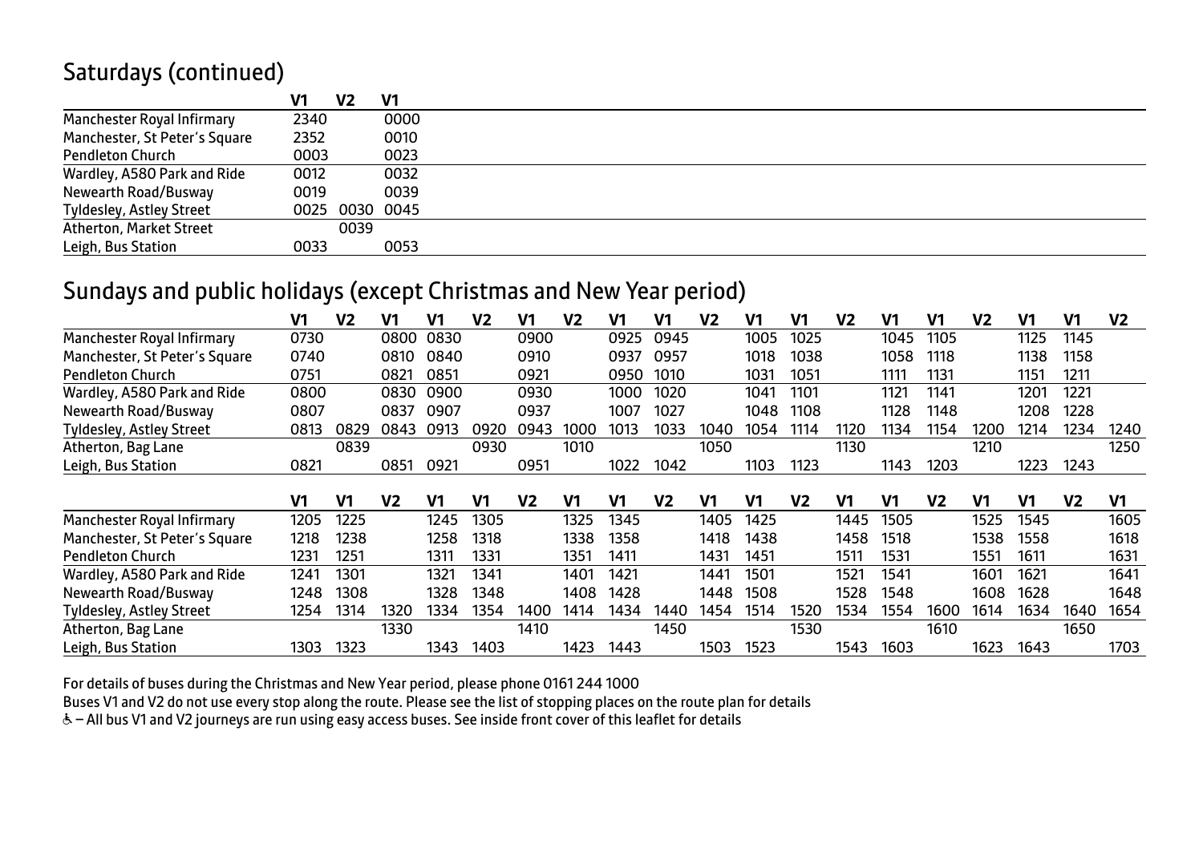## Saturdays (continued)

| | V1 | V2 | V1 |
|---|---|---|---|
| Manchester Royal Infirmary | 2340 | | 0000 |
| Manchester, St Peter's Square | 2352 | | 0010 |
| Pendleton Church | 0003 | | 0023 |
| Wardley, A580 Park and Ride | 0012 | | 0032 |
| Newearth Road/Busway | 0019 | | 0039 |
| Tyldesley, Astley Street | 0025 | 0030 | 0045 |
| Atherton, Market Street | | 0039 | |
| Leigh, Bus Station | 0033 | | 0053 |

## Sundays and public holidays (except Christmas and New Year period)

| | V1 | V2 | V1 | V1 | V2 | V1 | V2 | V1 | V1 | V2 | V1 | V1 | V2 | V1 | V1 | V2 | V1 | V1 | V2 |
|---|---|---|---|---|---|---|---|---|---|---|---|---|---|---|---|---|---|---|---|
| Manchester Royal Infirmary | 0730 | | 0800 | 0830 | | 0900 | | 0925 | 0945 | | 1005 | 1025 | | 1045 | 1105 | | 1125 | 1145 | |
| Manchester, St Peter's Square | 0740 | | 0810 | 0840 | | 0910 | | 0937 | 0957 | | 1018 | 1038 | | 1058 | 1118 | | 1138 | 1158 | |
| Pendleton Church | 0751 | | 0821 | 0851 | | 0921 | | 0950 | 1010 | | 1031 | 1051 | | 1111 | 1131 | | 1151 | 1211 | |
| Wardley, A580 Park and Ride | 0800 | | 0830 | 0900 | | 0930 | | 1000 | 1020 | | 1041 | 1101 | | 1121 | 1141 | | 1201 | 1221 | |
| Newearth Road/Busway | 0807 | | 0837 | 0907 | | 0937 | | 1007 | 1027 | | 1048 | 1108 | | 1128 | 1148 | | 1208 | 1228 | |
| Tyldesley, Astley Street | 0813 | 0829 | 0843 | 0913 | 0920 | 0943 | 1000 | 1013 | 1033 | 1040 | 1054 | 1114 | 1120 | 1134 | 1154 | 1200 | 1214 | 1234 | 1240 |
| Atherton, Bag Lane | | 0839 | | | 0930 | | 1010 | | | 1050 | | | 1130 | | | 1210 | | | 1250 |
| Leigh, Bus Station | 0821 | | 0851 | 0921 | | 0951 | | 1022 | 1042 | | 1103 | 1123 | | 1143 | 1203 | | 1223 | 1243 | |

| | V1 | V1 | V2 | V1 | V1 | V2 | V1 | V1 | V2 | V1 | V1 | V2 | V1 | V1 | V2 | V1 | V1 | V2 | V1 |
|---|---|---|---|---|---|---|---|---|---|---|---|---|---|---|---|---|---|---|---|
| Manchester Royal Infirmary | 1205 | 1225 | | 1245 | 1305 | | 1325 | 1345 | | 1405 | 1425 | | 1445 | 1505 | | 1525 | 1545 | | 1605 |
| Manchester, St Peter's Square | 1218 | 1238 | | 1258 | 1318 | | 1338 | 1358 | | 1418 | 1438 | | 1458 | 1518 | | 1538 | 1558 | | 1618 |
| Pendleton Church | 1231 | 1251 | | 1311 | 1331 | | 1351 | 1411 | | 1431 | 1451 | | 1511 | 1531 | | 1551 | 1611 | | 1631 |
| Wardley, A580 Park and Ride | 1241 | 1301 | | 1321 | 1341 | | 1401 | 1421 | | 1441 | 1501 | | 1521 | 1541 | | 1601 | 1621 | | 1641 |
| Newearth Road/Busway | 1248 | 1308 | | 1328 | 1348 | | 1408 | 1428 | | 1448 | 1508 | | 1528 | 1548 | | 1608 | 1628 | | 1648 |
| Tyldesley, Astley Street | 1254 | 1314 | 1320 | 1334 | 1354 | 1400 | 1414 | 1434 | 1440 | 1454 | 1514 | 1520 | 1534 | 1554 | 1600 | 1614 | 1634 | 1640 | 1654 |
| Atherton, Bag Lane | | | 1330 | | | 1410 | | | 1450 | | | 1530 | | | 1610 | | | 1650 | |
| Leigh, Bus Station | 1303 | 1323 | | 1343 | 1403 | | 1423 | 1443 | | 1503 | 1523 | | 1543 | 1603 | | 1623 | 1643 | | 1703 |

For details of buses during the Christmas and New Year period, please phone 0161 244 1000

Buses V1 and V2 do not use every stop along the route. Please see the list of stopping places on the route plan for details

♿ – All bus V1 and V2 journeys are run using easy access buses. See inside front cover of this leaflet for details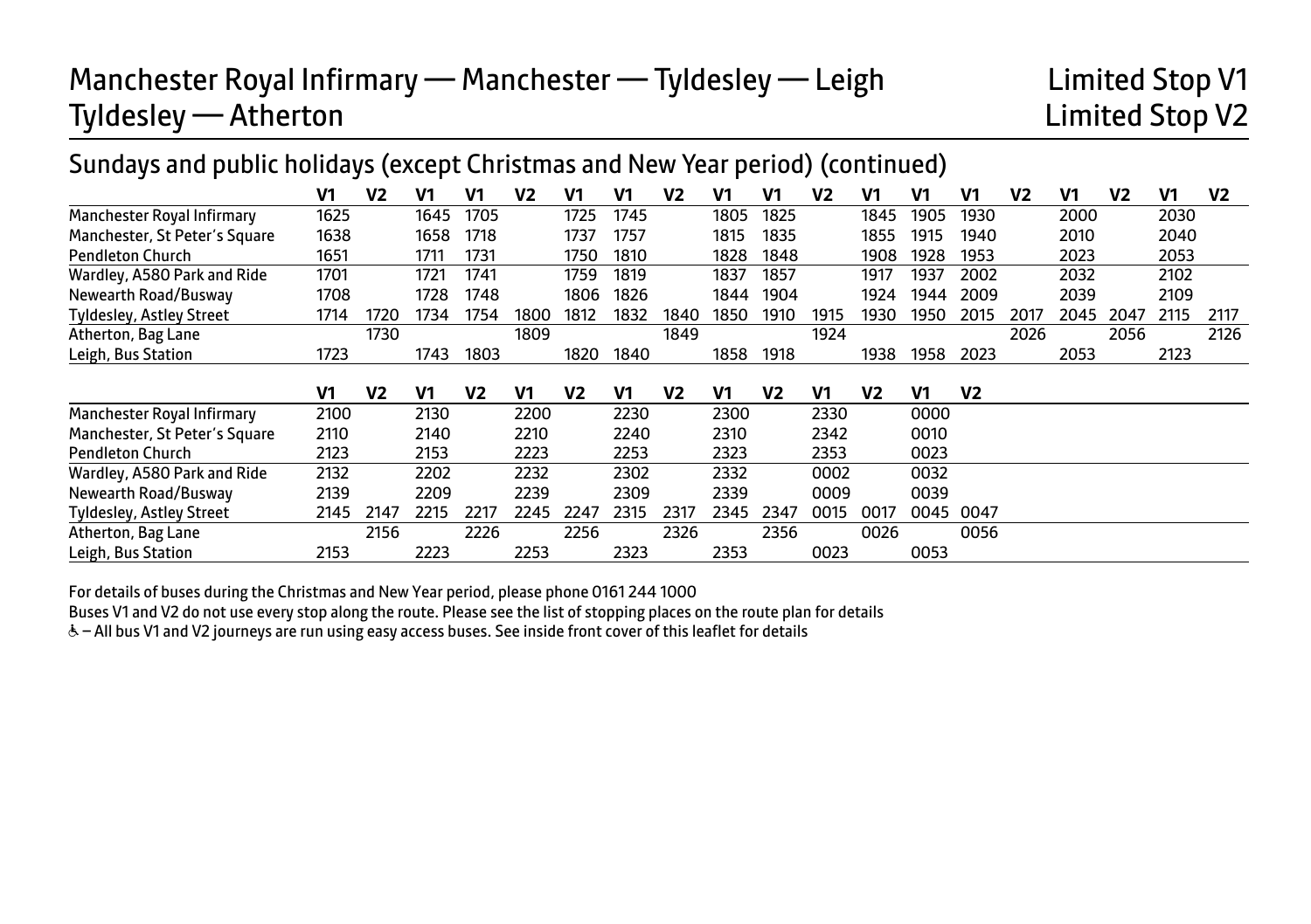# Manchester Royal Infirmary — Manchester — Tyldesley — Leigh

# Tyldesley — Atherton

Limited Stop V1

Limited Stop V2

## Sundays and public holidays (except Christmas and New Year period) (continued)

| | V1 | V2 | V1 | V1 | V2 | V1 | V1 | V2 | V1 | V1 | V2 | V1 | V1 | V1 | V2 | V1 | V2 | V1 | V2 |
|---|---|---|---|---|---|---|---|---|---|---|---|---|---|---|---|---|---|---|---|
| Manchester Royal Infirmary | 1625 | | 1645 | 1705 | | 1725 | 1745 | | 1805 | 1825 | | 1845 | 1905 | 1930 | | 2000 | | 2030 | |
| Manchester, St Peter's Square | 1638 | | 1658 | 1718 | | 1737 | 1757 | | 1815 | 1835 | | 1855 | 1915 | 1940 | | 2010 | | 2040 | |
| Pendleton Church | 1651 | | 1711 | 1731 | | 1750 | 1810 | | 1828 | 1848 | | 1908 | 1928 | 1953 | | 2023 | | 2053 | |
| Wardley, A580 Park and Ride | 1701 | | 1721 | 1741 | | 1759 | 1819 | | 1837 | 1857 | | 1917 | 1937 | 2002 | | 2032 | | 2102 | |
| Newearth Road/Busway | 1708 | | 1728 | 1748 | | 1806 | 1826 | | 1844 | 1904 | | 1924 | 1944 | 2009 | | 2039 | | 2109 | |
| Tyldesley, Astley Street | 1714 | 1720 | 1734 | 1754 | 1800 | 1812 | 1832 | 1840 | 1850 | 1910 | 1915 | 1930 | 1950 | 2015 | 2017 | 2045 | 2047 | 2115 | 2117 |
| Atherton, Bag Lane | | 1730 | | | 1809 | | | 1849 | | | 1924 | | | | 2026 | | 2056 | | 2126 |
| Leigh, Bus Station | 1723 | | 1743 | 1803 | | 1820 | 1840 | | 1858 | 1918 | | 1938 | 1958 | 2023 | | 2053 | | 2123 | |

| | V1 | V2 | V1 | V2 | V1 | V2 | V1 | V2 | V1 | V2 | V1 | V2 | V1 | V2 |
|---|---|---|---|---|---|---|---|---|---|---|---|---|---|---|
| Manchester Royal Infirmary | 2100 | | 2130 | | 2200 | | 2230 | | 2300 | | 2330 | | 0000 | |
| Manchester, St Peter's Square | 2110 | | 2140 | | 2210 | | 2240 | | 2310 | | 2342 | | 0010 | |
| Pendleton Church | 2123 | | 2153 | | 2223 | | 2253 | | 2323 | | 2353 | | 0023 | |
| Wardley, A580 Park and Ride | 2132 | | 2202 | | 2232 | | 2302 | | 2332 | | 0002 | | 0032 | |
| Newearth Road/Busway | 2139 | | 2209 | | 2239 | | 2309 | | 2339 | | 0009 | | 0039 | |
| Tyldesley, Astley Street | 2145 | 2147 | 2215 | 2217 | 2245 | 2247 | 2315 | 2317 | 2345 | 2347 | 0015 | 0017 | 0045 | 0047 |
| Atherton, Bag Lane | | 2156 | | 2226 | | 2256 | | 2326 | | 2356 | | 0026 | | 0056 |
| Leigh, Bus Station | 2153 | | 2223 | | 2253 | | 2323 | | 2353 | | 0023 | | 0053 | |

For details of buses during the Christmas and New Year period, please phone 0161 244 1000

Buses V1 and V2 do not use every stop along the route. Please see the list of stopping places on the route plan for details

♿ – All bus V1 and V2 journeys are run using easy access buses. See inside front cover of this leaflet for details